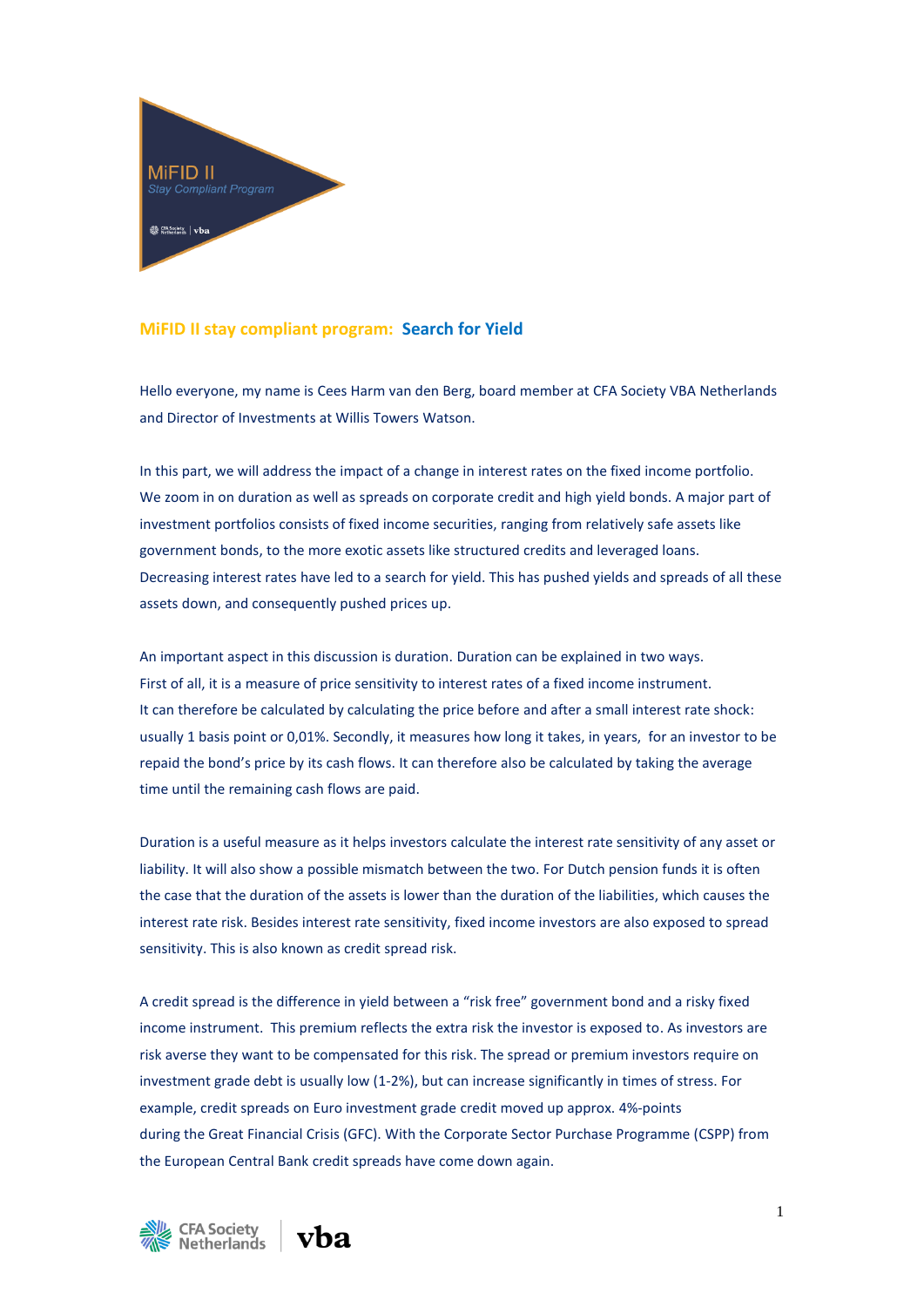## MiFID II stay compliant program: Search for Yield

Hello everyone, my name is Cees Harm van den Berg, board member at CFA Society VBA Netherlands and Director of Investments at Willis Towers Watson.

In this part, we will address the impact of a change in interest rates on the fixed income portfolio. We zoom in on duration as well as spreads on corporate credit and high yield bonds. A major part of investment portfolios consists of fixed income securities, ranging from relatively safe assets like government bonds, to the more exotic assets like structured credits and leveraged loans. Decreasing interest rates have led to a search for yield. This has pushed yields and spreads of all these assets down, and consequently pushed prices up.

An important aspect in this discussion is duration. Duration can be explained in two ways. First of all, it is a measure of price sensitivity to interest rates of a fixed income instrument. It can therefore be calculated by calculating the price before and after a small interest rate shock: usually 1 basis point or 0,01%. Secondly, it measures how long it takes, in years, for an investor to be repaid the bond's price by its cash flows. It can therefore also be calculated by taking the average time until the remaining cash flows are paid.

Duration is a useful measure as it helps investors calculate the interest rate sensitivity of any asset or liability. It will also show a possible mismatch between the two. For Dutch pension funds it is often the case that the duration of the assets is lower than the duration of the liabilities, which causes the interest rate risk. Besides interest rate sensitivity, fixed income investors are also exposed to spread sensitivity. This is also known as credit spread risk.

A credit spread is the difference in yield between a "risk free" government bond and a risky fixed income instrument. This premium reflects the extra risk the investor is exposed to. As investors are risk averse they want to be compensated for this risk. The spread or premium investors require on investment grade debt is usually low (1-2%), but can increase significantly in times of stress. For example, credit spreads on Euro investment grade credit moved up approx. 4%-points during the Great Financial Crisis (GFC). With the Corporate Sector Purchase Programme (CSPP) from the European Central Bank credit spreads have come down again.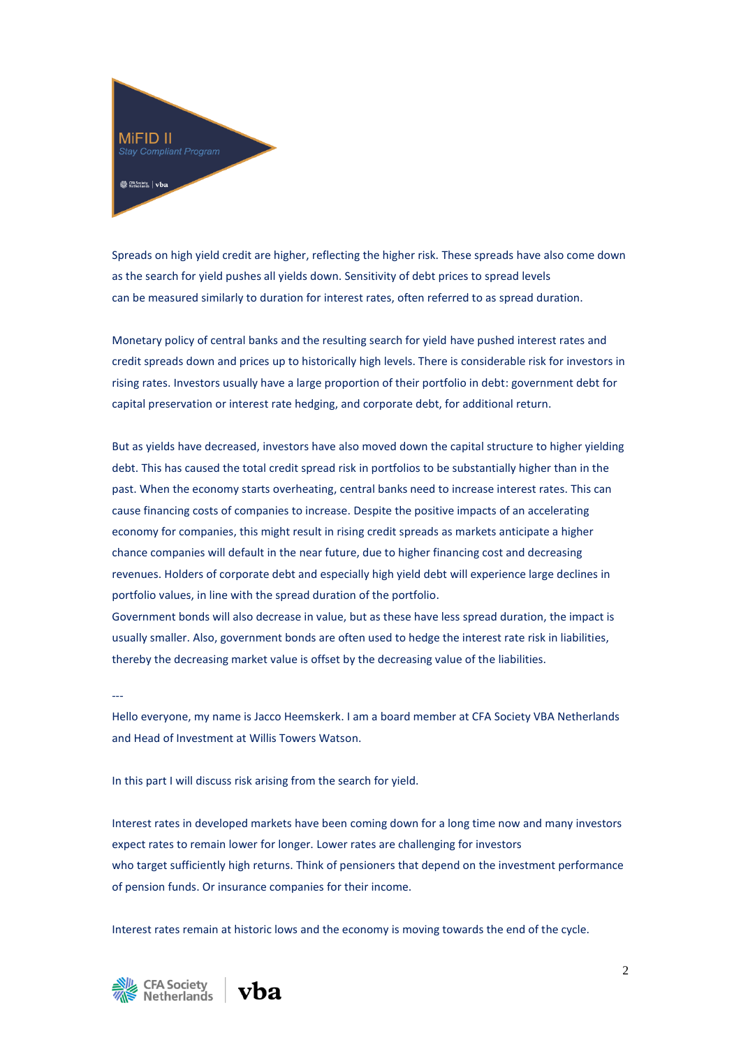Spreads on high yield credit are higher, reflecting the higher risk. These spreads have also come down as the search for yield pushes all yields down. Sensitivity of debt prices to spread levels can be measured similarly to duration for interest rates, often referred to as spread duration.

Monetary policy of central banks and the resulting search for yield have pushed interest rates and credit spreads down and prices up to historically high levels. There is considerable risk for investors in rising rates. Investors usually have a large proportion of their portfolio in debt: government debt for capital preservation or interest rate hedging, and corporate debt, for additional return.

But as yields have decreased, investors have also moved down the capital structure to higher yielding debt. This has caused the total credit spread risk in portfolios to be substantially higher than in the past. When the economy starts overheating, central banks need to increase interest rates. This can cause financing costs of companies to increase. Despite the positive impacts of an accelerating economy for companies, this might result in rising credit spreads as markets anticipate a higher chance companies will default in the near future, due to higher financing cost and decreasing revenues. Holders of corporate debt and especially high yield debt will experience large declines in portfolio values, in line with the spread duration of the portfolio.
Government bonds will also decrease in value, but as these have less spread duration, the impact is usually smaller. Also, government bonds are often used to hedge the interest rate risk in liabilities, thereby the decreasing market value is offset by the decreasing value of the liabilities.

---

Hello everyone, my name is Jacco Heemskerk. I am a board member at CFA Society VBA Netherlands and Head of Investment at Willis Towers Watson.

In this part I will discuss risk arising from the search for yield.

Interest rates in developed markets have been coming down for a long time now and many investors expect rates to remain lower for longer. Lower rates are challenging for investors who target sufficiently high returns. Think of pensioners that depend on the investment performance of pension funds. Or insurance companies for their income.

Interest rates remain at historic lows and the economy is moving towards the end of the cycle.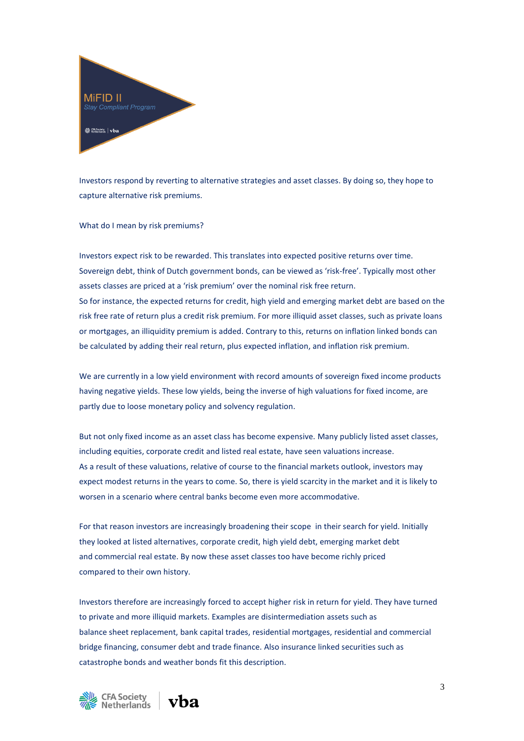Investors respond by reverting to alternative strategies and asset classes. By doing so, they hope to capture alternative risk premiums.

What do I mean by risk premiums?

Investors expect risk to be rewarded. This translates into expected positive returns over time. Sovereign debt, think of Dutch government bonds, can be viewed as 'risk-free'. Typically most other assets classes are priced at a 'risk premium' over the nominal risk free return.
So for instance, the expected returns for credit, high yield and emerging market debt are based on the risk free rate of return plus a credit risk premium. For more illiquid asset classes, such as private loans or mortgages, an illiquidity premium is added. Contrary to this, returns on inflation linked bonds can be calculated by adding their real return, plus expected inflation, and inflation risk premium.

We are currently in a low yield environment with record amounts of sovereign fixed income products having negative yields. These low yields, being the inverse of high valuations for fixed income, are partly due to loose monetary policy and solvency regulation.

But not only fixed income as an asset class has become expensive. Many publicly listed asset classes, including equities, corporate credit and listed real estate, have seen valuations increase.
As a result of these valuations, relative of course to the financial markets outlook, investors may expect modest returns in the years to come. So, there is yield scarcity in the market and it is likely to worsen in a scenario where central banks become even more accommodative.

For that reason investors are increasingly broadening their scope in their search for yield. Initially they looked at listed alternatives, corporate credit, high yield debt, emerging market debt and commercial real estate. By now these asset classes too have become richly priced compared to their own history.

Investors therefore are increasingly forced to accept higher risk in return for yield. They have turned to private and more illiquid markets. Examples are disintermediation assets such as balance sheet replacement, bank capital trades, residential mortgages, residential and commercial bridge financing, consumer debt and trade finance. Also insurance linked securities such as catastrophe bonds and weather bonds fit this description.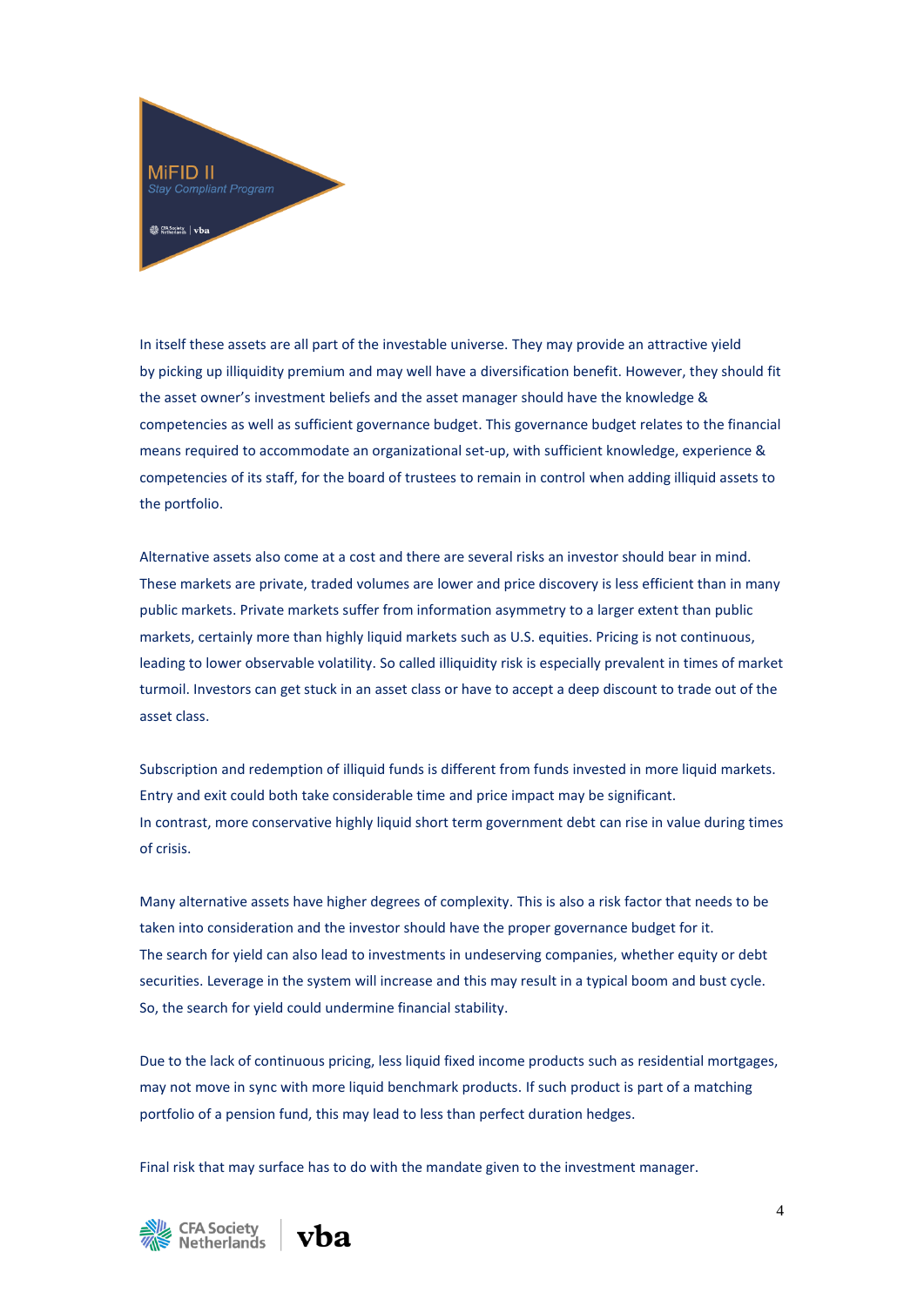In itself these assets are all part of the investable universe. They may provide an attractive yield by picking up illiquidity premium and may well have a diversification benefit. However, they should fit the asset owner's investment beliefs and the asset manager should have the knowledge & competencies as well as sufficient governance budget. This governance budget relates to the financial means required to accommodate an organizational set-up, with sufficient knowledge, experience & competencies of its staff, for the board of trustees to remain in control when adding illiquid assets to the portfolio.

Alternative assets also come at a cost and there are several risks an investor should bear in mind. These markets are private, traded volumes are lower and price discovery is less efficient than in many public markets. Private markets suffer from information asymmetry to a larger extent than public markets, certainly more than highly liquid markets such as U.S. equities. Pricing is not continuous, leading to lower observable volatility. So called illiquidity risk is especially prevalent in times of market turmoil. Investors can get stuck in an asset class or have to accept a deep discount to trade out of the asset class.

Subscription and redemption of illiquid funds is different from funds invested in more liquid markets. Entry and exit could both take considerable time and price impact may be significant.
In contrast, more conservative highly liquid short term government debt can rise in value during times of crisis.

Many alternative assets have higher degrees of complexity. This is also a risk factor that needs to be taken into consideration and the investor should have the proper governance budget for it.
The search for yield can also lead to investments in undeserving companies, whether equity or debt securities. Leverage in the system will increase and this may result in a typical boom and bust cycle. So, the search for yield could undermine financial stability.

Due to the lack of continuous pricing, less liquid fixed income products such as residential mortgages, may not move in sync with more liquid benchmark products. If such product is part of a matching portfolio of a pension fund, this may lead to less than perfect duration hedges.

Final risk that may surface has to do with the mandate given to the investment manager.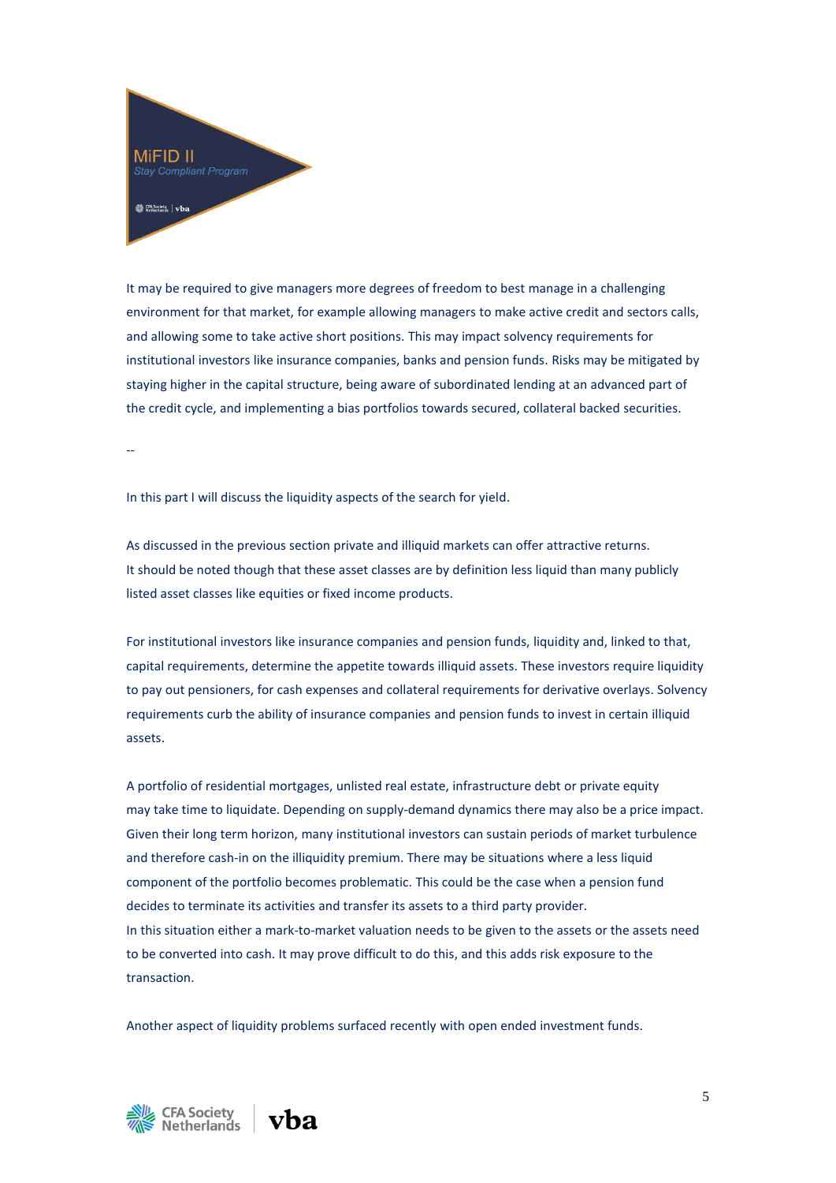It may be required to give managers more degrees of freedom to best manage in a challenging environment for that market, for example allowing managers to make active credit and sectors calls, and allowing some to take active short positions. This may impact solvency requirements for institutional investors like insurance companies, banks and pension funds. Risks may be mitigated by staying higher in the capital structure, being aware of subordinated lending at an advanced part of the credit cycle, and implementing a bias portfolios towards secured, collateral backed securities.

--

In this part I will discuss the liquidity aspects of the search for yield.

As discussed in the previous section private and illiquid markets can offer attractive returns. It should be noted though that these asset classes are by definition less liquid than many publicly listed asset classes like equities or fixed income products.

For institutional investors like insurance companies and pension funds, liquidity and, linked to that, capital requirements, determine the appetite towards illiquid assets. These investors require liquidity to pay out pensioners, for cash expenses and collateral requirements for derivative overlays. Solvency requirements curb the ability of insurance companies and pension funds to invest in certain illiquid assets.

A portfolio of residential mortgages, unlisted real estate, infrastructure debt or private equity may take time to liquidate. Depending on supply-demand dynamics there may also be a price impact. Given their long term horizon, many institutional investors can sustain periods of market turbulence and therefore cash-in on the illiquidity premium. There may be situations where a less liquid component of the portfolio becomes problematic. This could be the case when a pension fund decides to terminate its activities and transfer its assets to a third party provider.
In this situation either a mark-to-market valuation needs to be given to the assets or the assets need to be converted into cash. It may prove difficult to do this, and this adds risk exposure to the transaction.

Another aspect of liquidity problems surfaced recently with open ended investment funds.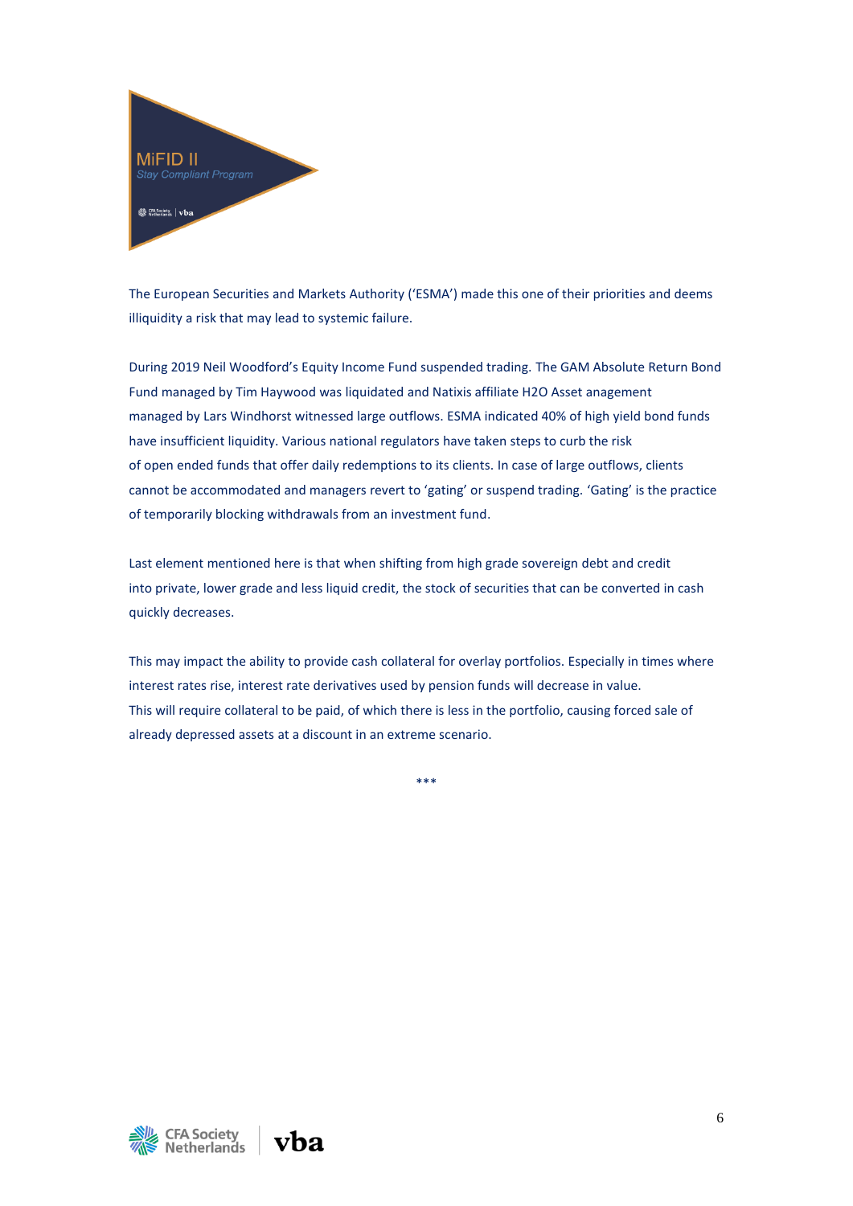The European Securities and Markets Authority ('ESMA') made this one of their priorities and deems illiquidity a risk that may lead to systemic failure.

During 2019 Neil Woodford's Equity Income Fund suspended trading. The GAM Absolute Return Bond Fund managed by Tim Haywood was liquidated and Natixis affiliate H2O Asset anagement managed by Lars Windhorst witnessed large outflows. ESMA indicated 40% of high yield bond funds have insufficient liquidity. Various national regulators have taken steps to curb the risk of open ended funds that offer daily redemptions to its clients. In case of large outflows, clients cannot be accommodated and managers revert to 'gating' or suspend trading. 'Gating' is the practice of temporarily blocking withdrawals from an investment fund.

Last element mentioned here is that when shifting from high grade sovereign debt and credit into private, lower grade and less liquid credit, the stock of securities that can be converted in cash quickly decreases.

This may impact the ability to provide cash collateral for overlay portfolios. Especially in times where interest rates rise, interest rate derivatives used by pension funds will decrease in value. This will require collateral to be paid, of which there is less in the portfolio, causing forced sale of already depressed assets at a discount in an extreme scenario.

***